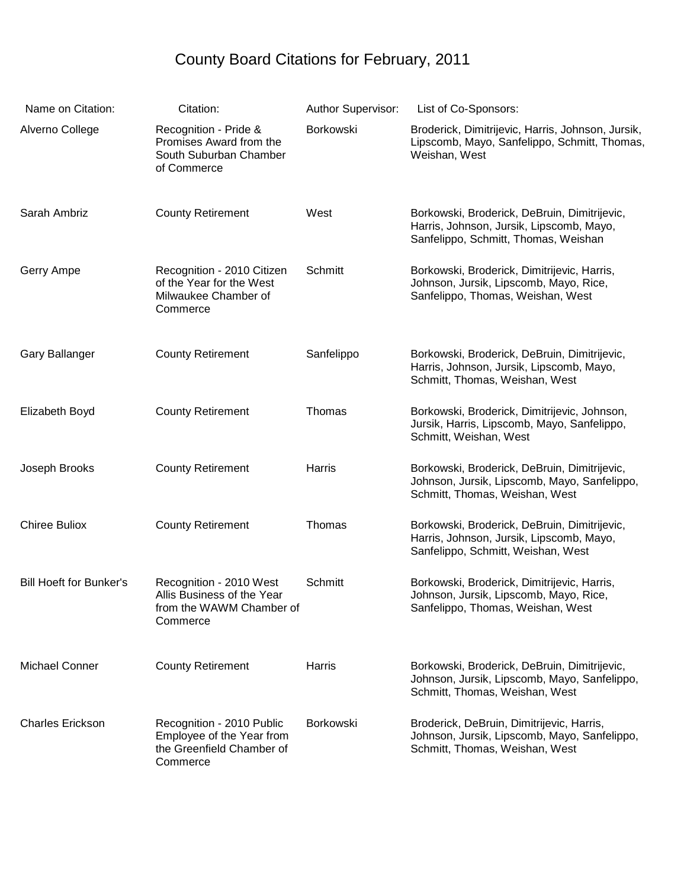# County Board Citations for February, 2011

| Name on Citation: | Citation: | Author Supervisor: | List of Co-Sponsors: |
|---|---|---|---|
| Alverno College | Recognition - Pride & Promises Award from the South Suburban Chamber of Commerce | Borkowski | Broderick, Dimitrijevic, Harris, Johnson, Jursik, Lipscomb, Mayo, Sanfelippo, Schmitt, Thomas, Weishan, West |
| Sarah Ambriz | County Retirement | West | Borkowski, Broderick, DeBruin, Dimitrijevic, Harris, Johnson, Jursik, Lipscomb, Mayo, Sanfelippo, Schmitt, Thomas, Weishan |
| Gerry Ampe | Recognition - 2010 Citizen of the Year for the West Milwaukee Chamber of Commerce | Schmitt | Borkowski, Broderick, Dimitrijevic, Harris, Johnson, Jursik, Lipscomb, Mayo, Rice, Sanfelippo, Thomas, Weishan, West |
| Gary Ballanger | County Retirement | Sanfelippo | Borkowski, Broderick, DeBruin, Dimitrijevic, Harris, Johnson, Jursik, Lipscomb, Mayo, Schmitt, Thomas, Weishan, West |
| Elizabeth Boyd | County Retirement | Thomas | Borkowski, Broderick, Dimitrijevic, Johnson, Jursik, Harris, Lipscomb, Mayo, Sanfelippo, Schmitt, Weishan, West |
| Joseph Brooks | County Retirement | Harris | Borkowski, Broderick, DeBruin, Dimitrijevic, Johnson, Jursik, Lipscomb, Mayo, Sanfelippo, Schmitt, Thomas, Weishan, West |
| Chiree Buliox | County Retirement | Thomas | Borkowski, Broderick, DeBruin, Dimitrijevic, Harris, Johnson, Jursik, Lipscomb, Mayo, Sanfelippo, Schmitt, Weishan, West |
| Bill Hoeft for Bunker's | Recognition - 2010 West Allis Business of the Year from the WAWM Chamber of Commerce | Schmitt | Borkowski, Broderick, Dimitrijevic, Harris, Johnson, Jursik, Lipscomb, Mayo, Rice, Sanfelippo, Thomas, Weishan, West |
| Michael Conner | County Retirement | Harris | Borkowski, Broderick, DeBruin, Dimitrijevic, Johnson, Jursik, Lipscomb, Mayo, Sanfelippo, Schmitt, Thomas, Weishan, West |
| Charles Erickson | Recognition - 2010 Public Employee of the Year from the Greenfield Chamber of Commerce | Borkowski | Broderick, DeBruin, Dimitrijevic, Harris, Johnson, Jursik, Lipscomb, Mayo, Sanfelippo, Schmitt, Thomas, Weishan, West |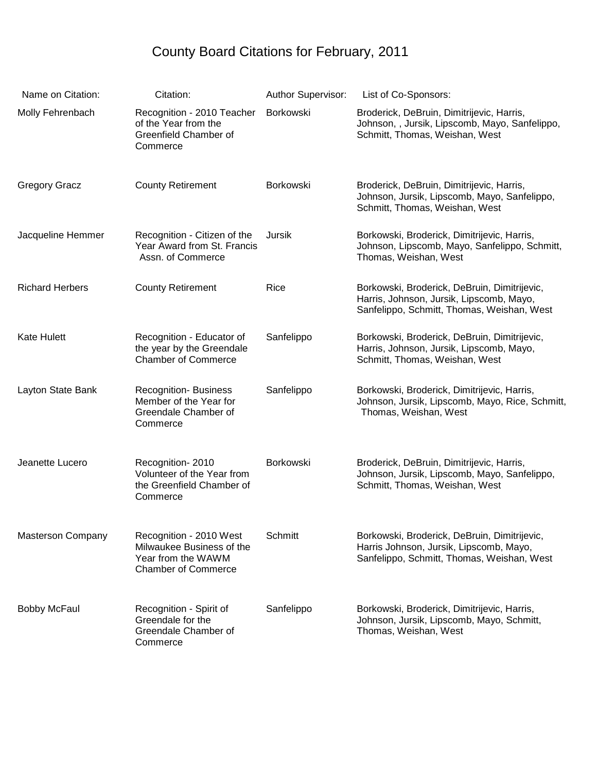# County Board Citations for February, 2011

| Name on Citation: | Citation: | Author Supervisor: | List of Co-Sponsors: |
|---|---|---|---|
| Molly Fehrenbach | Recognition - 2010 Teacher of the Year from the Greenfield Chamber of Commerce | Borkowski | Broderick, DeBruin, Dimitrijevic, Harris, Johnson, , Jursik, Lipscomb, Mayo, Sanfelippo, Schmitt, Thomas, Weishan, West |
| Gregory Gracz | County Retirement | Borkowski | Broderick, DeBruin, Dimitrijevic, Harris, Johnson, Jursik, Lipscomb, Mayo, Sanfelippo, Schmitt, Thomas, Weishan, West |
| Jacqueline Hemmer | Recognition - Citizen of the Year Award from St. Francis Assn. of Commerce | Jursik | Borkowski, Broderick, Dimitrijevic, Harris, Johnson, Lipscomb, Mayo, Sanfelippo, Schmitt, Thomas, Weishan, West |
| Richard Herbers | County Retirement | Rice | Borkowski, Broderick, DeBruin, Dimitrijevic, Harris, Johnson, Jursik, Lipscomb, Mayo, Sanfelippo, Schmitt, Thomas, Weishan, West |
| Kate Hulett | Recognition - Educator of the year by the Greendale Chamber of Commerce | Sanfelippo | Borkowski, Broderick, DeBruin, Dimitrijevic, Harris, Johnson, Jursik, Lipscomb, Mayo, Schmitt, Thomas, Weishan, West |
| Layton State Bank | Recognition- Business Member of the Year for Greendale Chamber of Commerce | Sanfelippo | Borkowski, Broderick, Dimitrijevic, Harris, Johnson, Jursik, Lipscomb, Mayo, Rice, Schmitt, Thomas, Weishan, West |
| Jeanette Lucero | Recognition- 2010 Volunteer of the Year from the Greenfield Chamber of Commerce | Borkowski | Broderick, DeBruin, Dimitrijevic, Harris, Johnson, Jursik, Lipscomb, Mayo, Sanfelippo, Schmitt, Thomas, Weishan, West |
| Masterson Company | Recognition - 2010 West Milwaukee Business of the Year from the WAWM Chamber of Commerce | Schmitt | Borkowski, Broderick, DeBruin, Dimitrijevic, Harris Johnson, Jursik, Lipscomb, Mayo, Sanfelippo, Schmitt, Thomas, Weishan, West |
| Bobby McFaul | Recognition - Spirit of Greendale for the Greendale Chamber of Commerce | Sanfelippo | Borkowski, Broderick, Dimitrijevic, Harris, Johnson, Jursik, Lipscomb, Mayo, Schmitt, Thomas, Weishan, West |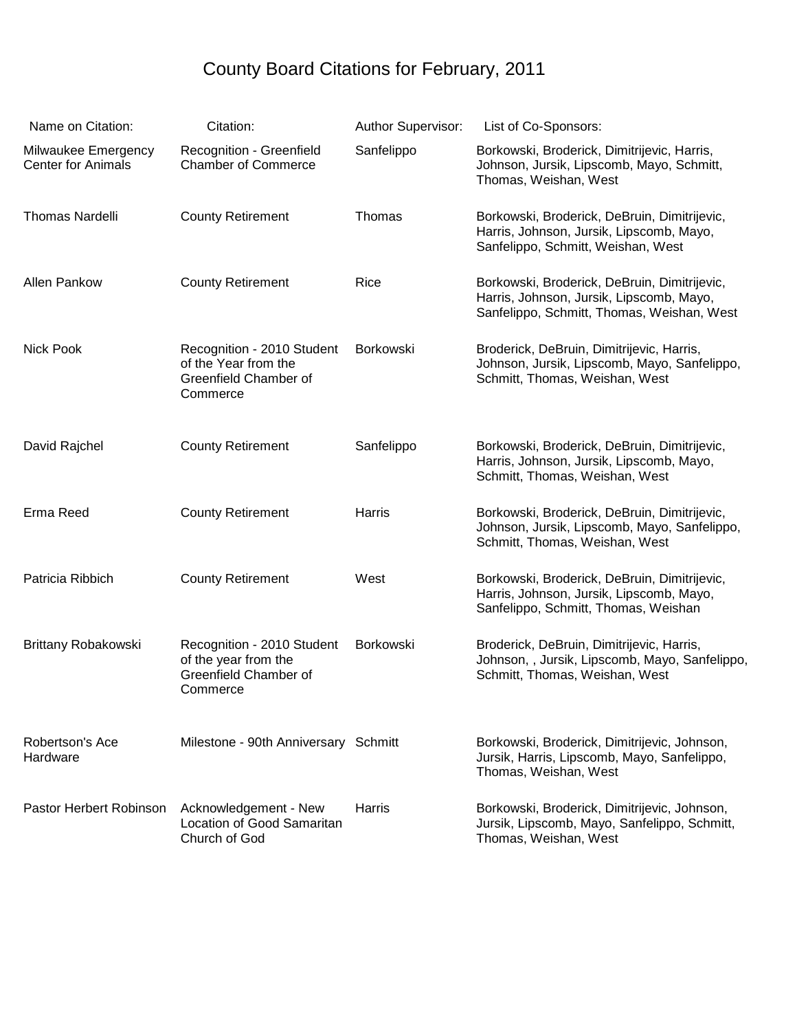# County Board Citations for February, 2011

| Name on Citation: | Citation: | Author Supervisor: | List of Co-Sponsors: |
|---|---|---|---|
| Milwaukee Emergency Center for Animals | Recognition - Greenfield Chamber of Commerce | Sanfelippo | Borkowski, Broderick, Dimitrijevic, Harris, Johnson, Jursik, Lipscomb, Mayo, Schmitt, Thomas, Weishan, West |
| Thomas Nardelli | County Retirement | Thomas | Borkowski, Broderick, DeBruin, Dimitrijevic, Harris, Johnson, Jursik, Lipscomb, Mayo, Sanfelippo, Schmitt, Weishan, West |
| Allen Pankow | County Retirement | Rice | Borkowski, Broderick, DeBruin, Dimitrijevic, Harris, Johnson, Jursik, Lipscomb, Mayo, Sanfelippo, Schmitt, Thomas, Weishan, West |
| Nick Pook | Recognition - 2010 Student of the Year from the Greenfield Chamber of Commerce | Borkowski | Broderick, DeBruin, Dimitrijevic, Harris, Johnson, Jursik, Lipscomb, Mayo, Sanfelippo, Schmitt, Thomas, Weishan, West |
| David Rajchel | County Retirement | Sanfelippo | Borkowski, Broderick, DeBruin, Dimitrijevic, Harris, Johnson, Jursik, Lipscomb, Mayo, Schmitt, Thomas, Weishan, West |
| Erma Reed | County Retirement | Harris | Borkowski, Broderick, DeBruin, Dimitrijevic, Johnson, Jursik, Lipscomb, Mayo, Sanfelippo, Schmitt, Thomas, Weishan, West |
| Patricia Ribbich | County Retirement | West | Borkowski, Broderick, DeBruin, Dimitrijevic, Harris, Johnson, Jursik, Lipscomb, Mayo, Sanfelippo, Schmitt, Thomas, Weishan |
| Brittany Robakowski | Recognition - 2010 Student of the year from the Greenfield Chamber of Commerce | Borkowski | Broderick, DeBruin, Dimitrijevic, Harris, Johnson, , Jursik, Lipscomb, Mayo, Sanfelippo, Schmitt, Thomas, Weishan, West |
| Robertson's Ace Hardware | Milestone - 90th Anniversary | Schmitt | Borkowski, Broderick, Dimitrijevic, Johnson, Jursik, Harris, Lipscomb, Mayo, Sanfelippo, Thomas, Weishan, West |
| Pastor Herbert Robinson | Acknowledgement - New Location of Good Samaritan Church of God | Harris | Borkowski, Broderick, Dimitrijevic, Johnson, Jursik, Lipscomb, Mayo, Sanfelippo, Schmitt, Thomas, Weishan, West |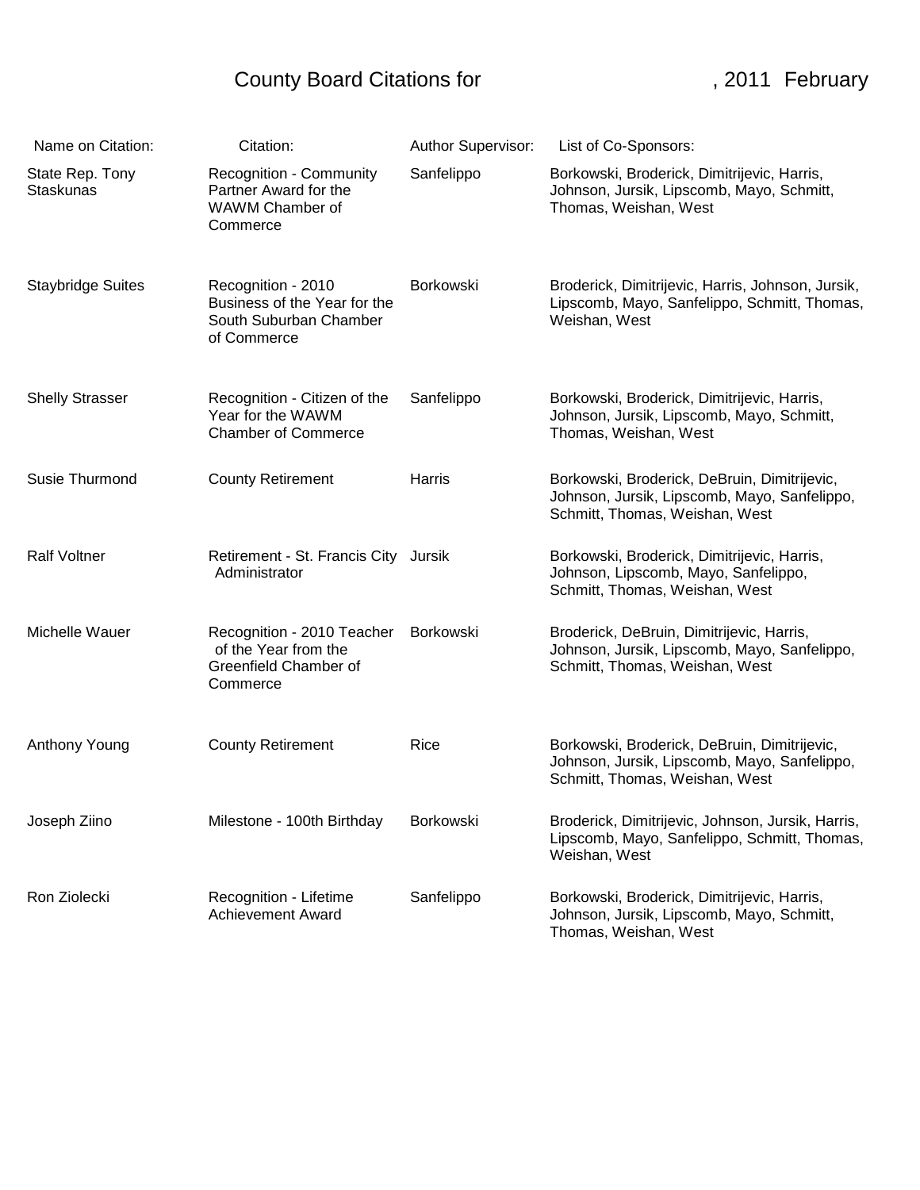County Board Citations for , 2011 February

| Name on Citation: | Citation: | Author Supervisor: | List of Co-Sponsors: |
|---|---|---|---|
| State Rep. Tony Staskunas | Recognition - Community Partner Award for the WAWM Chamber of Commerce | Sanfelippo | Borkowski, Broderick, Dimitrijevic, Harris, Johnson, Jursik, Lipscomb, Mayo, Schmitt, Thomas, Weishan, West |
| Staybridge Suites | Recognition - 2010 Business of the Year for the South Suburban Chamber of Commerce | Borkowski | Broderick, Dimitrijevic, Harris, Johnson, Jursik, Lipscomb, Mayo, Sanfelippo, Schmitt, Thomas, Weishan, West |
| Shelly Strasser | Recognition - Citizen of the Year for the WAWM Chamber of Commerce | Sanfelippo | Borkowski, Broderick, Dimitrijevic, Harris, Johnson, Jursik, Lipscomb, Mayo, Schmitt, Thomas, Weishan, West |
| Susie Thurmond | County Retirement | Harris | Borkowski, Broderick, DeBruin, Dimitrijevic, Johnson, Jursik, Lipscomb, Mayo, Sanfelippo, Schmitt, Thomas, Weishan, West |
| Ralf Voltner | Retirement - St. Francis City Administrator | Jursik | Borkowski, Broderick, Dimitrijevic, Harris, Johnson, Lipscomb, Mayo, Sanfelippo, Schmitt, Thomas, Weishan, West |
| Michelle Wauer | Recognition - 2010 Teacher of the Year from the Greenfield Chamber of Commerce | Borkowski | Broderick, DeBruin, Dimitrijevic, Harris, Johnson, Jursik, Lipscomb, Mayo, Sanfelippo, Schmitt, Thomas, Weishan, West |
| Anthony Young | County Retirement | Rice | Borkowski, Broderick, DeBruin, Dimitrijevic, Johnson, Jursik, Lipscomb, Mayo, Sanfelippo, Schmitt, Thomas, Weishan, West |
| Joseph Ziino | Milestone - 100th Birthday | Borkowski | Broderick, Dimitrijevic, Johnson, Jursik, Harris, Lipscomb, Mayo, Sanfelippo, Schmitt, Thomas, Weishan, West |
| Ron Ziolecki | Recognition - Lifetime Achievement Award | Sanfelippo | Borkowski, Broderick, Dimitrijevic, Harris, Johnson, Jursik, Lipscomb, Mayo, Schmitt, Thomas, Weishan, West |